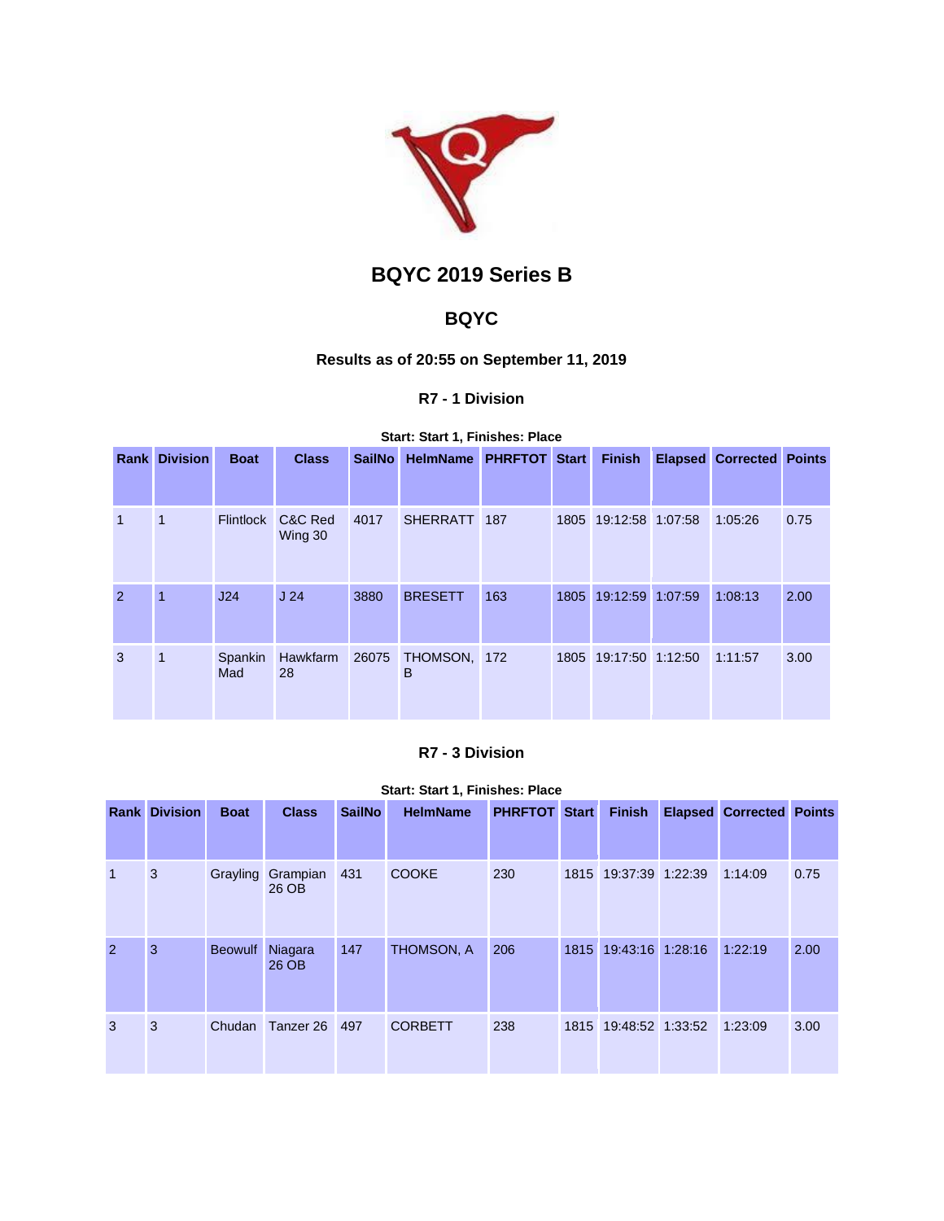# BQYC 2019 Series B

## BQYC

### Results as of 20:55 on September 11, 2019

#### R7 - 1 Division

**Start: Start 1, Finishes: Place**

| Rank | Division | Boat | Class | SailNo | HelmName | PHRFTOT | Start | Finish | Elapsed | Corrected | Points |
|---|---|---|---|---|---|---|---|---|---|---|---|
| 1 | 1 | Flintlock | C&C Red Wing 30 | 4017 | SHERRATT | 187 | 1805 | 19:12:58 | 1:07:58 | 1:05:26 | 0.75 |
| 2 | 1 | J24 | J 24 | 3880 | BRESETT | 163 | 1805 | 19:12:59 | 1:07:59 | 1:08:13 | 2.00 |
| 3 | 1 | Spankin Mad | Hawkfarm 28 | 26075 | THOMSON, B | 172 | 1805 | 19:17:50 | 1:12:50 | 1:11:57 | 3.00 |

#### R7 - 3 Division

**Start: Start 1, Finishes: Place**

| Rank | Division | Boat | Class | SailNo | HelmName | PHRFTOT | Start | Finish | Elapsed | Corrected | Points |
|---|---|---|---|---|---|---|---|---|---|---|---|
| 1 | 3 | Grayling | Grampian 26 OB | 431 | COOKE | 230 | 1815 | 19:37:39 | 1:22:39 | 1:14:09 | 0.75 |
| 2 | 3 | Beowulf | Niagara 26 OB | 147 | THOMSON, A | 206 | 1815 | 19:43:16 | 1:28:16 | 1:22:19 | 2.00 |
| 3 | 3 | Chudan | Tanzer 26 | 497 | CORBETT | 238 | 1815 | 19:48:52 | 1:33:52 | 1:23:09 | 3.00 |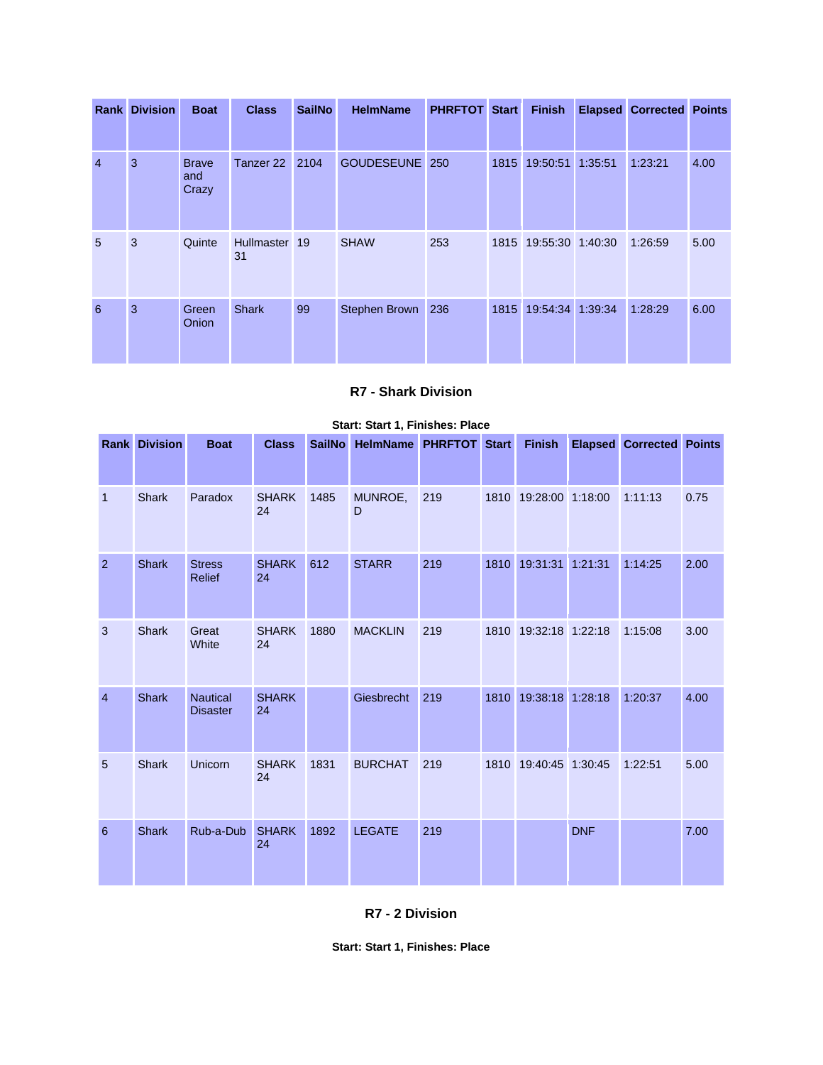| Rank | Division | Boat | Class | SailNo | HelmName | PHRFTOT | Start | Finish | Elapsed | Corrected | Points |
|---|---|---|---|---|---|---|---|---|---|---|---|
| 4 | 3 | Brave and Crazy | Tanzer 22 | 2104 | GOUDESEUNE | 250 | 1815 | 19:50:51 | 1:35:51 | 1:23:21 | 4.00 |
| 5 | 3 | Quinte | Hullmaster 31 | 19 | SHAW | 253 | 1815 | 19:55:30 | 1:40:30 | 1:26:59 | 5.00 |
| 6 | 3 | Green Onion | Shark | 99 | Stephen Brown | 236 | 1815 | 19:54:34 | 1:39:34 | 1:28:29 | 6.00 |

### R7 - Shark Division

**Start: Start 1, Finishes: Place**

| Rank | Division | Boat | Class | SailNo | HelmName | PHRFTOT | Start | Finish | Elapsed | Corrected | Points |
|---|---|---|---|---|---|---|---|---|---|---|---|
| 1 | Shark | Paradox | SHARK 24 | 1485 | MUNROE, D | 219 | 1810 | 19:28:00 | 1:18:00 | 1:11:13 | 0.75 |
| 2 | Shark | Stress Relief | SHARK 24 | 612 | STARR | 219 | 1810 | 19:31:31 | 1:21:31 | 1:14:25 | 2.00 |
| 3 | Shark | Great White | SHARK 24 | 1880 | MACKLIN | 219 | 1810 | 19:32:18 | 1:22:18 | 1:15:08 | 3.00 |
| 4 | Shark | Nautical Disaster | SHARK 24 | | Giesbrecht | 219 | 1810 | 19:38:18 | 1:28:18 | 1:20:37 | 4.00 |
| 5 | Shark | Unicorn | SHARK 24 | 1831 | BURCHAT | 219 | 1810 | 19:40:45 | 1:30:45 | 1:22:51 | 5.00 |
| 6 | Shark | Rub-a-Dub | SHARK 24 | 1892 | LEGATE | 219 | | | DNF | | 7.00 |

### R7 - 2 Division

**Start: Start 1, Finishes: Place**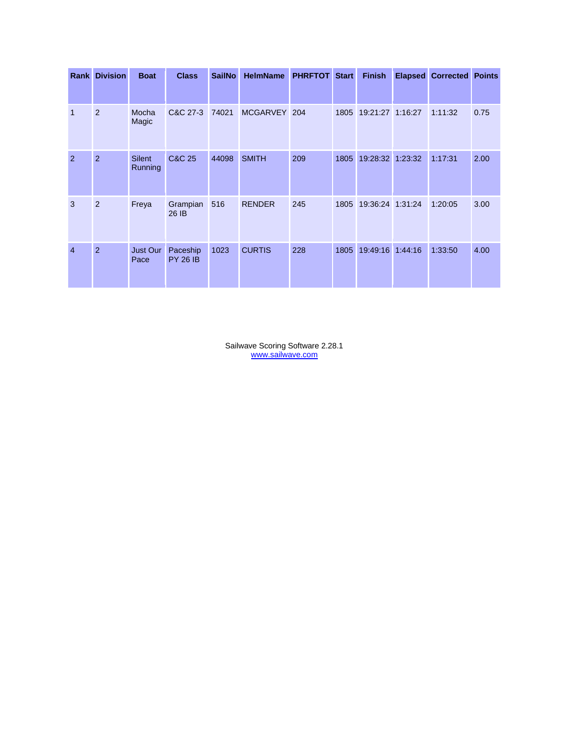| Rank | Division | Boat | Class | SailNo | HelmName | PHRFTOT | Start | Finish | Elapsed | Corrected | Points |
|---|---|---|---|---|---|---|---|---|---|---|---|
| 1 | 2 | Mocha Magic | C&C 27-3 | 74021 | MCGARVEY | 204 | 1805 | 19:21:27 | 1:16:27 | 1:11:32 | 0.75 |
| 2 | 2 | Silent Running | C&C 25 | 44098 | SMITH | 209 | 1805 | 19:28:32 | 1:23:32 | 1:17:31 | 2.00 |
| 3 | 2 | Freya | Grampian 26 IB | 516 | RENDER | 245 | 1805 | 19:36:24 | 1:31:24 | 1:20:05 | 3.00 |
| 4 | 2 | Just Our Pace | Paceship PY 26 IB | 1023 | CURTIS | 228 | 1805 | 19:49:16 | 1:44:16 | 1:33:50 | 4.00 |

Sailwave Scoring Software 2.28.1
[www.sailwave.com](http://www.sailwave.com)